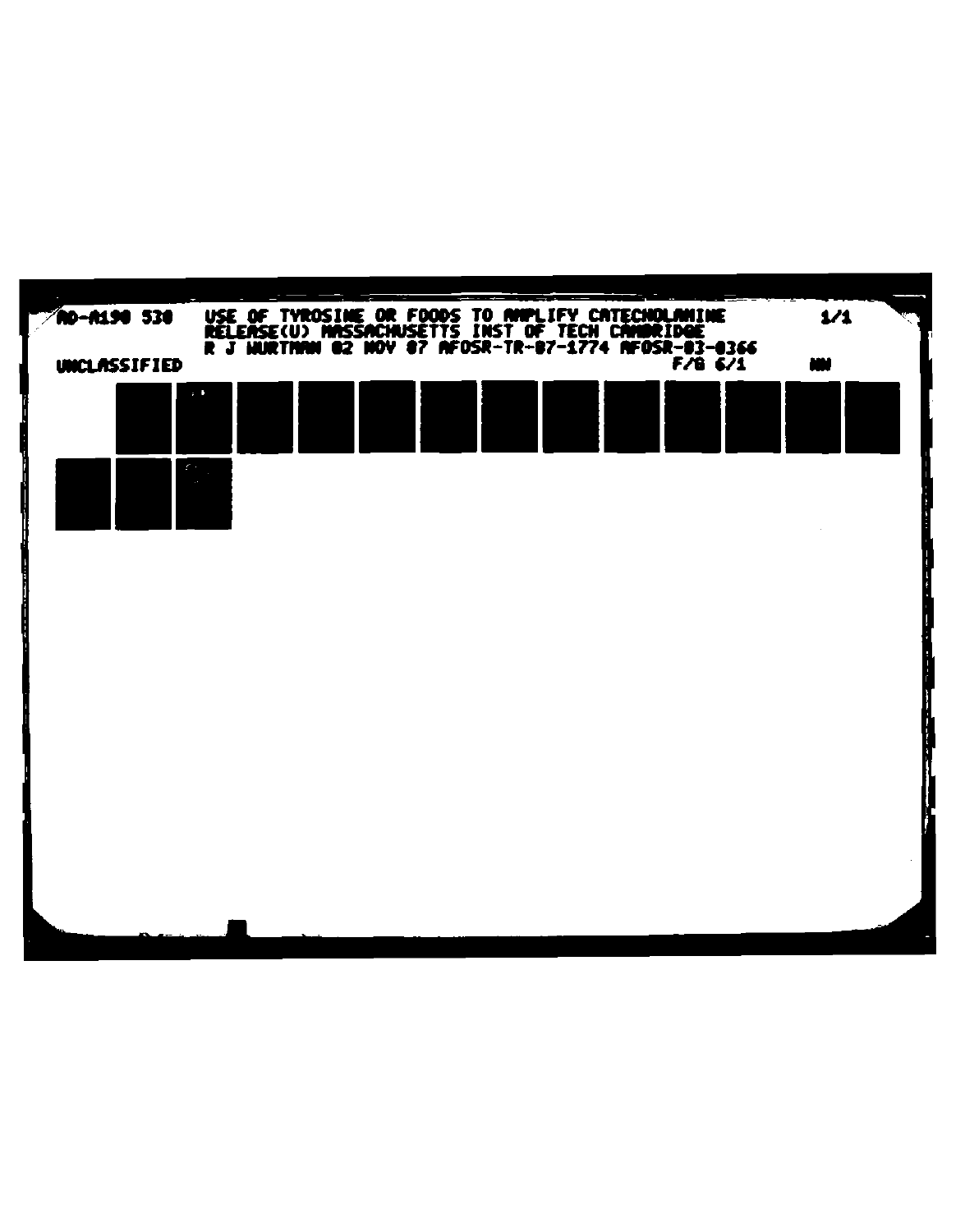AD-A190 530    USE OF TYROSINE OR FOODS TO AMPLIFY CATECHOLAMINE RELEASE(U) MASSACHUSETTS INST OF TECH CAMBRIDGE R J WURTMAN 02 NOV 87 AFOSR-TR-87-1774 AFOSR-83-0366    1/1

UNCLASSIFIED    F/G 6/1    NL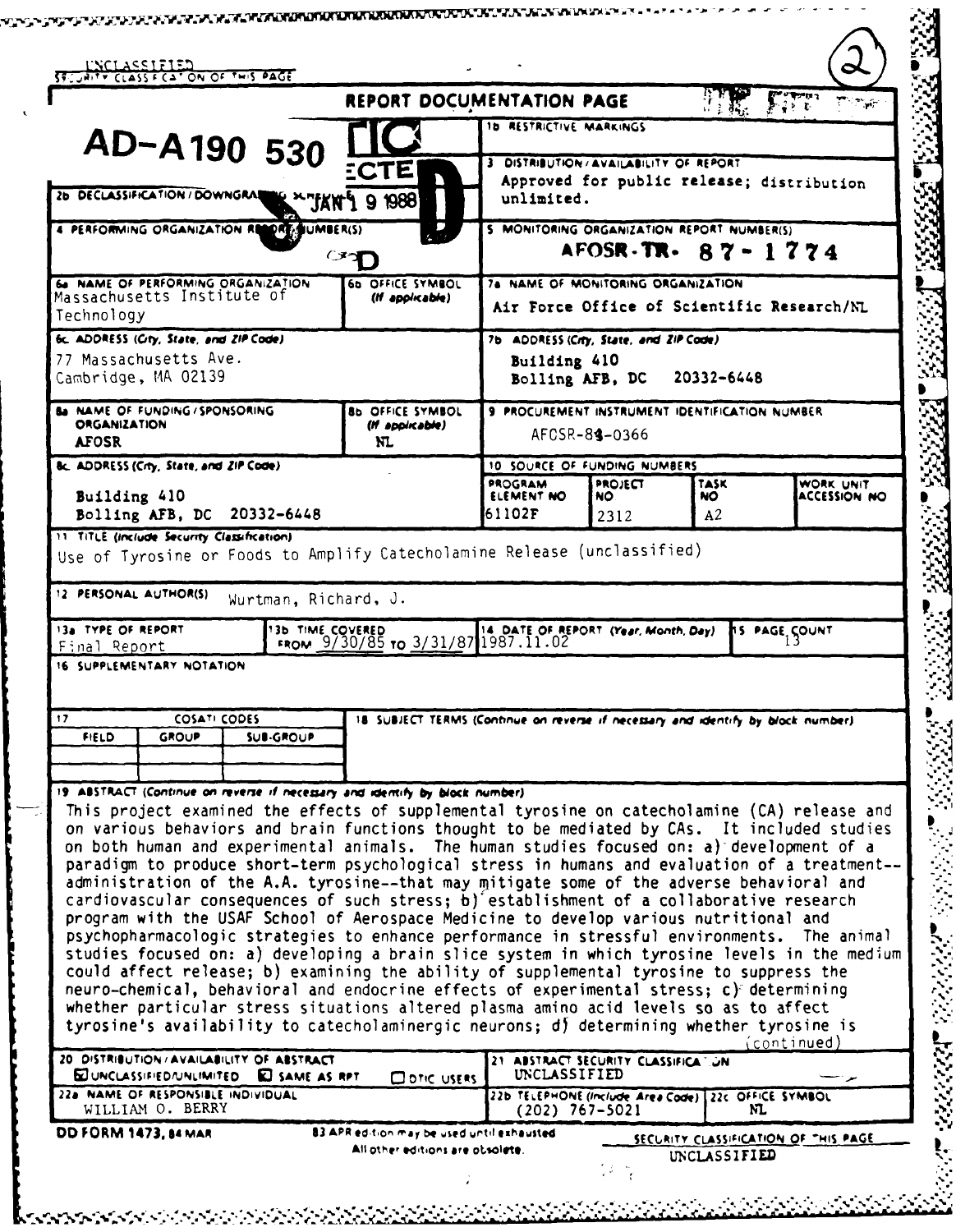UNCLASSIFIED
SECURITY CLASSIFICATION OF THIS PAGE

# REPORT DOCUMENTATION PAGE

**AD-A190 530**

DTIC ELECTE JAN 19 1988 D

| | |
|---|---|
| 1b RESTRICTIVE MARKINGS | |
| 2b DECLASSIFICATION / DOWNGRADING SCHEDULE | 3 DISTRIBUTION / AVAILABILITY OF REPORT<br>Approved for public release; distribution unlimited. |
| 4 PERFORMING ORGANIZATION REPORT NUMBER(S) | 5 MONITORING ORGANIZATION REPORT NUMBER(S)<br>AFOSR-TR- 87-1774 |
| 6a NAME OF PERFORMING ORGANIZATION<br>Massachusetts Institute of Technology<br>6b OFFICE SYMBOL (If applicable) | 7a NAME OF MONITORING ORGANIZATION<br>Air Force Office of Scientific Research/NL |
| 6c ADDRESS (City, State, and ZIP Code)<br>77 Massachusetts Ave.<br>Cambridge, MA 02139 | 7b ADDRESS (City, State, and ZIP Code)<br>Building 410<br>Bolling AFB, DC 20332-6448 |
| 8a NAME OF FUNDING / SPONSORING ORGANIZATION<br>AFOSR<br>8b OFFICE SYMBOL (If applicable)<br>NL | 9 PROCUREMENT INSTRUMENT IDENTIFICATION NUMBER<br>AFOSR-84-0366 |
| 8c ADDRESS (City, State, and ZIP Code)<br>Building 410<br>Bolling AFB, DC 20332-6448 | 10 SOURCE OF FUNDING NUMBERS<br>PROGRAM ELEMENT NO: 61102F<br>PROJECT NO: 2312<br>TASK NO: A2<br>WORK UNIT ACCESSION NO: |

11 TITLE (Include Security Classification)
Use of Tyrosine or Foods to Amplify Catecholamine Release (unclassified)

12 PERSONAL AUTHOR(S) Wurtman, Richard, J.

| 13a TYPE OF REPORT | 13b TIME COVERED | 14 DATE OF REPORT (Year, Month, Day) | 15 PAGE COUNT |
|---|---|---|---|
| Final Report | FROM 9/30/85 TO 3/31/87 | 1987.11.02 | 13 |

16 SUPPLEMENTARY NOTATION

| 17 COSATI CODES | | | 18 SUBJECT TERMS (Continue on reverse if necessary and identify by block number) |
|---|---|---|---|
| FIELD | GROUP | SUB-GROUP | |

19 ABSTRACT (Continue on reverse if necessary and identify by block number)

This project examined the effects of supplemental tyrosine on catecholamine (CA) release and on various behaviors and brain functions thought to be mediated by CAs. It included studies on both human and experimental animals. The human studies focused on: a) development of a paradigm to produce short-term psychological stress in humans and evaluation of a treatment--administration of the A.A. tyrosine--that may mitigate some of the adverse behavioral and cardiovascular consequences of such stress; b) establishment of a collaborative research program with the USAF School of Aerospace Medicine to develop various nutritional and psychopharmacologic strategies to enhance performance in stressful environments. The animal studies focused on: a) developing a brain slice system in which tyrosine levels in the medium could affect release; b) examining the ability of supplemental tyrosine to suppress the neuro-chemical, behavioral and endocrine effects of experimental stress; c) determining whether particular stress situations altered plasma amino acid levels so as to affect tyrosine's availability to catecholaminergic neurons; d) determining whether tyrosine is (continued)

| | |
|---|---|
| 20 DISTRIBUTION / AVAILABILITY OF ABSTRACT<br>☒ UNCLASSIFIED/UNLIMITED ☒ SAME AS RPT ☐ DTIC USERS | 21 ABSTRACT SECURITY CLASSIFICATION<br>UNCLASSIFIED |
| 22a NAME OF RESPONSIBLE INDIVIDUAL<br>WILLIAM O. BERRY | 22b TELEPHONE (Include Area Code) (202) 767-5021<br>22c OFFICE SYMBOL NL |

DD FORM 1473, 84 MAR — 83 APR edition may be used until exhausted. All other editions are obsolete.

SECURITY CLASSIFICATION OF THIS PAGE
UNCLASSIFIED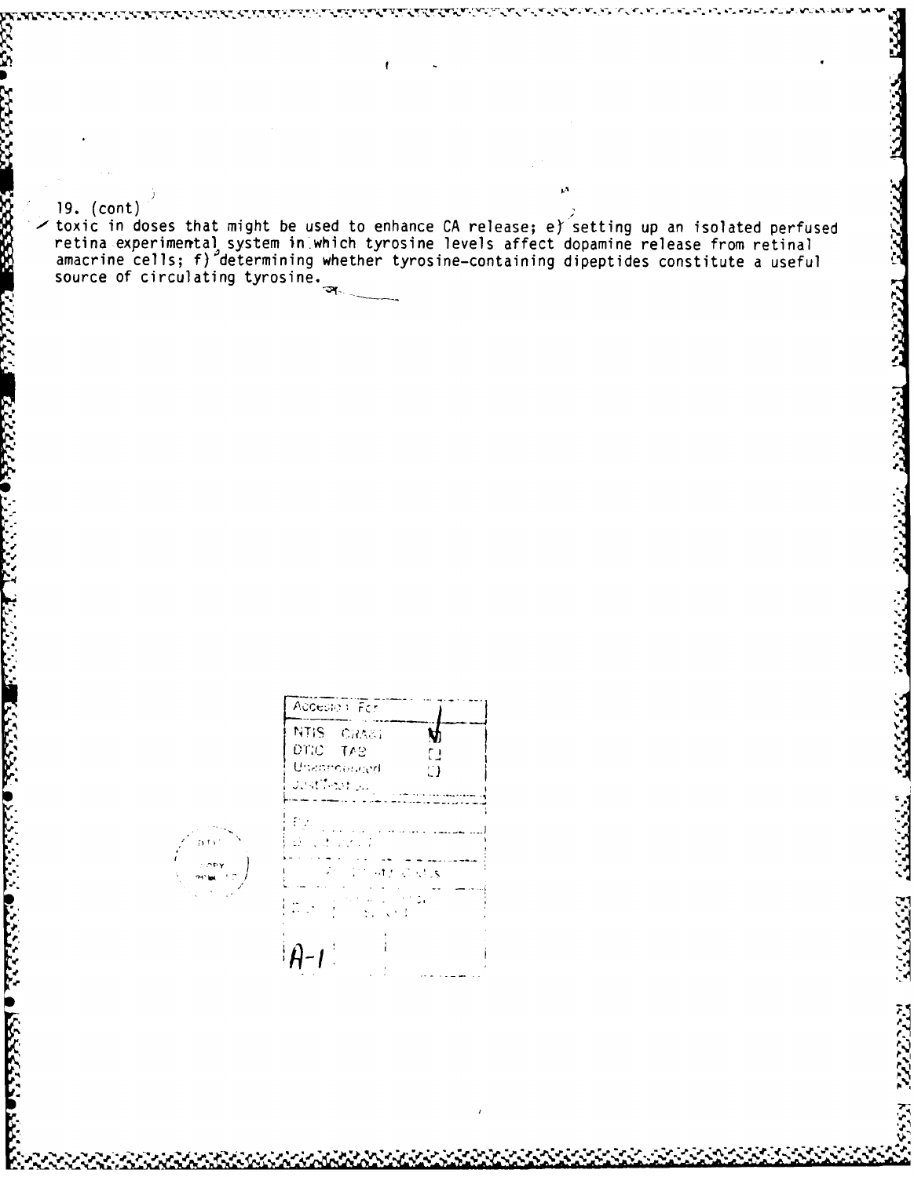19. (cont)

toxic in doses that might be used to enhance CA release; e) setting up an isolated perfused retina experimental system in which tyrosine levels affect dopamine release from retinal amacrine cells; f) determining whether tyrosine-containing dipeptides constitute a useful source of circulating tyrosine.

| Accession For | |
|---|---|
| NTIS CRA&I | ☑ |
| DTIC TAB | ☐ |
| Unannounced | ☐ |
| Justification | |
| By | |
| Distribution / | |
| Availability Codes | |
| Dist | Avail and / or Special |
| A-1 | |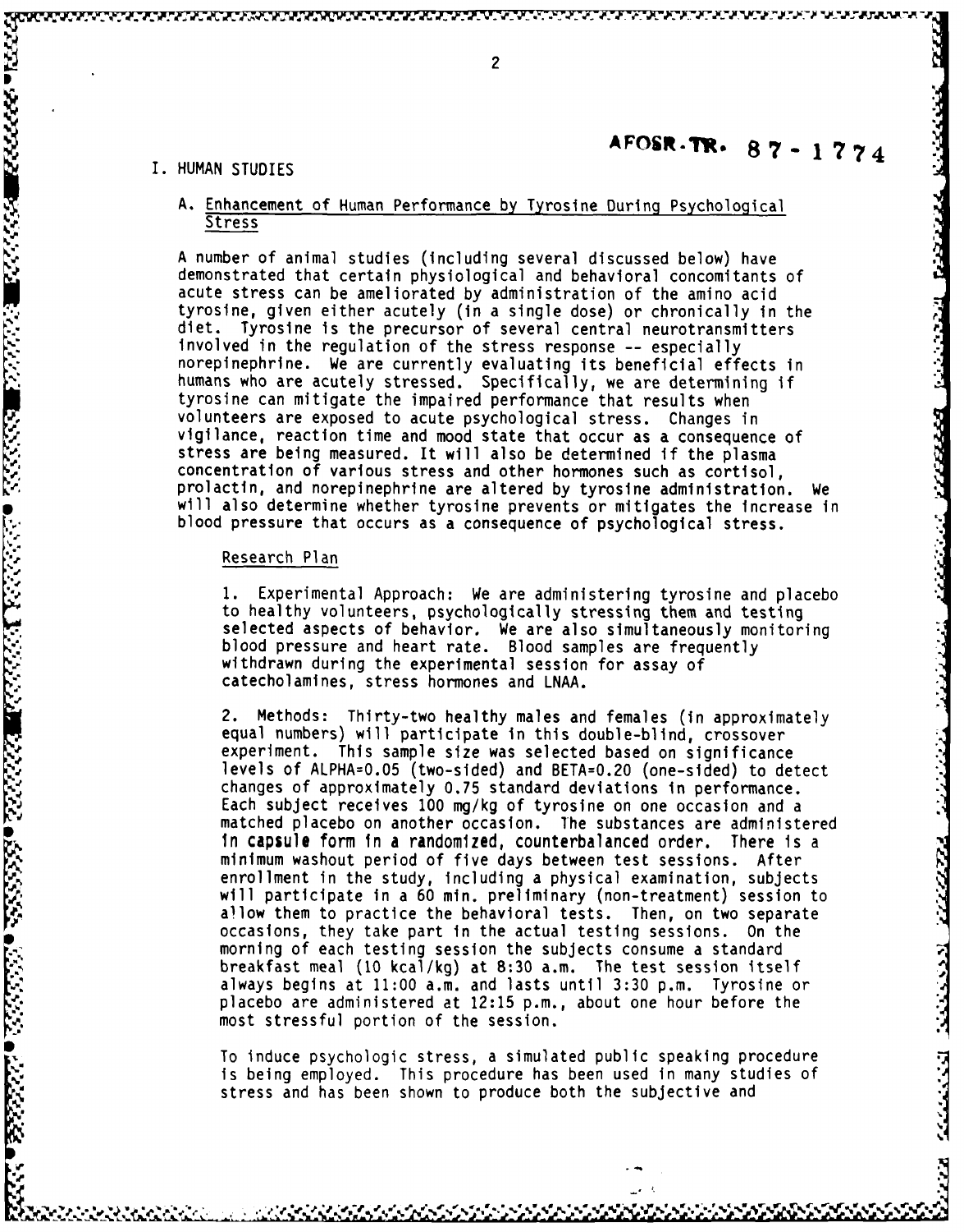AFOSR-TR. 87-1774

# I. HUMAN STUDIES

## A. Enhancement of Human Performance by Tyrosine During Psychological Stress

A number of animal studies (including several discussed below) have demonstrated that certain physiological and behavioral concomitants of acute stress can be ameliorated by administration of the amino acid tyrosine, given either acutely (in a single dose) or chronically in the diet. Tyrosine is the precursor of several central neurotransmitters involved in the regulation of the stress response -- especially norepinephrine. We are currently evaluating its beneficial effects in humans who are acutely stressed. Specifically, we are determining if tyrosine can mitigate the impaired performance that results when volunteers are exposed to acute psychological stress. Changes in vigilance, reaction time and mood state that occur as a consequence of stress are being measured. It will also be determined if the plasma concentration of various stress and other hormones such as cortisol, prolactin, and norepinephrine are altered by tyrosine administration. We will also determine whether tyrosine prevents or mitigates the increase in blood pressure that occurs as a consequence of psychological stress.

### Research Plan

1. Experimental Approach: We are administering tyrosine and placebo to healthy volunteers, psychologically stressing them and testing selected aspects of behavior. We are also simultaneously monitoring blood pressure and heart rate. Blood samples are frequently withdrawn during the experimental session for assay of catecholamines, stress hormones and LNAA.

2. Methods: Thirty-two healthy males and females (in approximately equal numbers) will participate in this double-blind, crossover experiment. This sample size was selected based on significance levels of ALPHA=0.05 (two-sided) and BETA=0.20 (one-sided) to detect changes of approximately 0.75 standard deviations in performance. Each subject receives 100 mg/kg of tyrosine on one occasion and a matched placebo on another occasion. The substances are administered in capsule form in a randomized, counterbalanced order. There is a minimum washout period of five days between test sessions. After enrollment in the study, including a physical examination, subjects will participate in a 60 min. preliminary (non-treatment) session to allow them to practice the behavioral tests. Then, on two separate occasions, they take part in the actual testing sessions. On the morning of each testing session the subjects consume a standard breakfast meal (10 kcal/kg) at 8:30 a.m. The test session itself always begins at 11:00 a.m. and lasts until 3:30 p.m. Tyrosine or placebo are administered at 12:15 p.m., about one hour before the most stressful portion of the session.

To induce psychologic stress, a simulated public speaking procedure is being employed. This procedure has been used in many studies of stress and has been shown to produce both the subjective and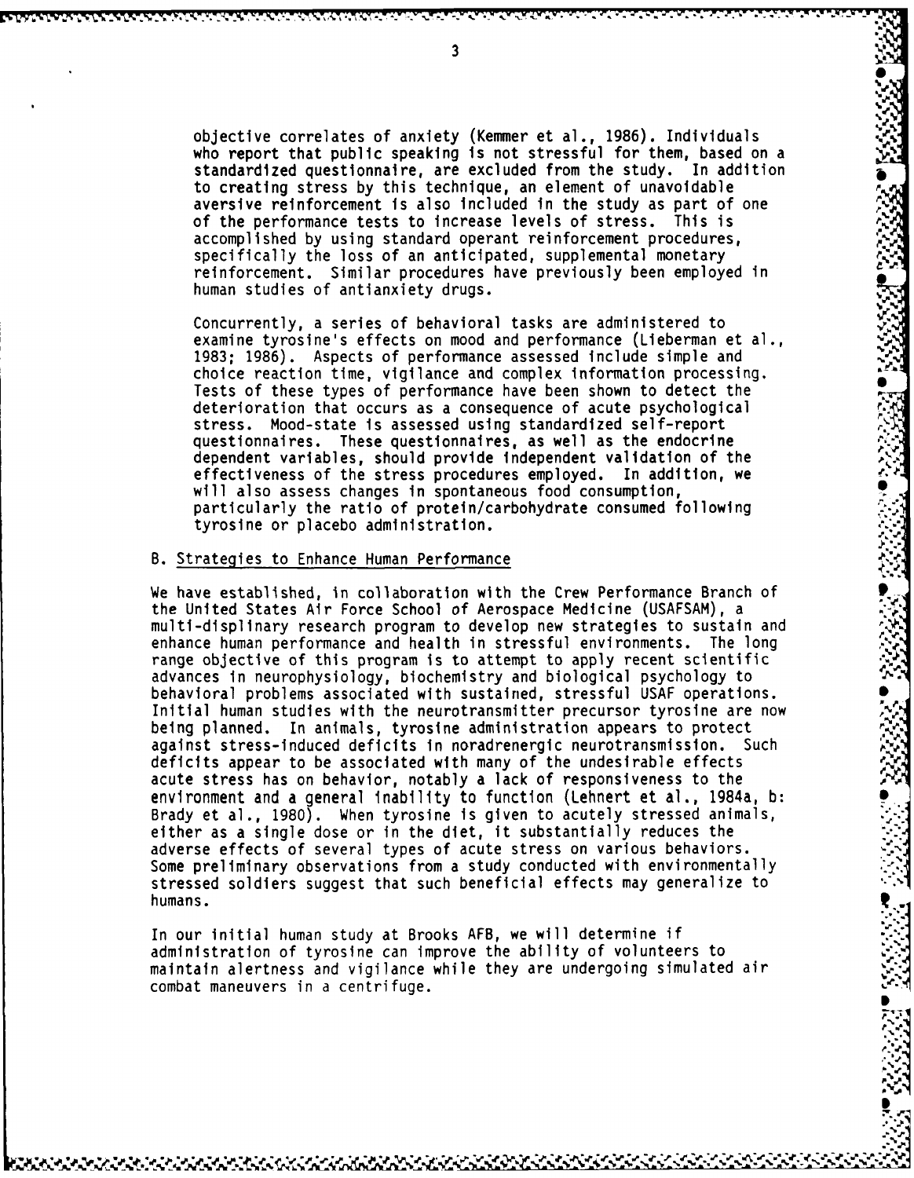objective correlates of anxiety (Kemmer et al., 1986). Individuals who report that public speaking is not stressful for them, based on a standardized questionnaire, are excluded from the study. In addition to creating stress by this technique, an element of unavoidable aversive reinforcement is also included in the study as part of one of the performance tests to increase levels of stress. This is accomplished by using standard operant reinforcement procedures, specifically the loss of an anticipated, supplemental monetary reinforcement. Similar procedures have previously been employed in human studies of antianxiety drugs.

Concurrently, a series of behavioral tasks are administered to examine tyrosine's effects on mood and performance (Lieberman et al., 1983; 1986). Aspects of performance assessed include simple and choice reaction time, vigilance and complex information processing. Tests of these types of performance have been shown to detect the deterioration that occurs as a consequence of acute psychological stress. Mood-state is assessed using standardized self-report questionnaires. These questionnaires, as well as the endocrine dependent variables, should provide independent validation of the effectiveness of the stress procedures employed. In addition, we will also assess changes in spontaneous food consumption, particularly the ratio of protein/carbohydrate consumed following tyrosine or placebo administration.

## B. Strategies to Enhance Human Performance

We have established, in collaboration with the Crew Performance Branch of the United States Air Force School of Aerospace Medicine (USAFSAM), a multi-displinary research program to develop new strategies to sustain and enhance human performance and health in stressful environments. The long range objective of this program is to attempt to apply recent scientific advances in neurophysiology, biochemistry and biological psychology to behavioral problems associated with sustained, stressful USAF operations. Initial human studies with the neurotransmitter precursor tyrosine are now being planned. In animals, tyrosine administration appears to protect against stress-induced deficits in noradrenergic neurotransmission. Such deficits appear to be associated with many of the undesirable effects acute stress has on behavior, notably a lack of responsiveness to the environment and a general inability to function (Lehnert et al., 1984a, b: Brady et al., 1980). When tyrosine is given to acutely stressed animals, either as a single dose or in the diet, it substantially reduces the adverse effects of several types of acute stress on various behaviors. Some preliminary observations from a study conducted with environmentally stressed soldiers suggest that such beneficial effects may generalize to humans.

In our initial human study at Brooks AFB, we will determine if administration of tyrosine can improve the ability of volunteers to maintain alertness and vigilance while they are undergoing simulated air combat maneuvers in a centrifuge.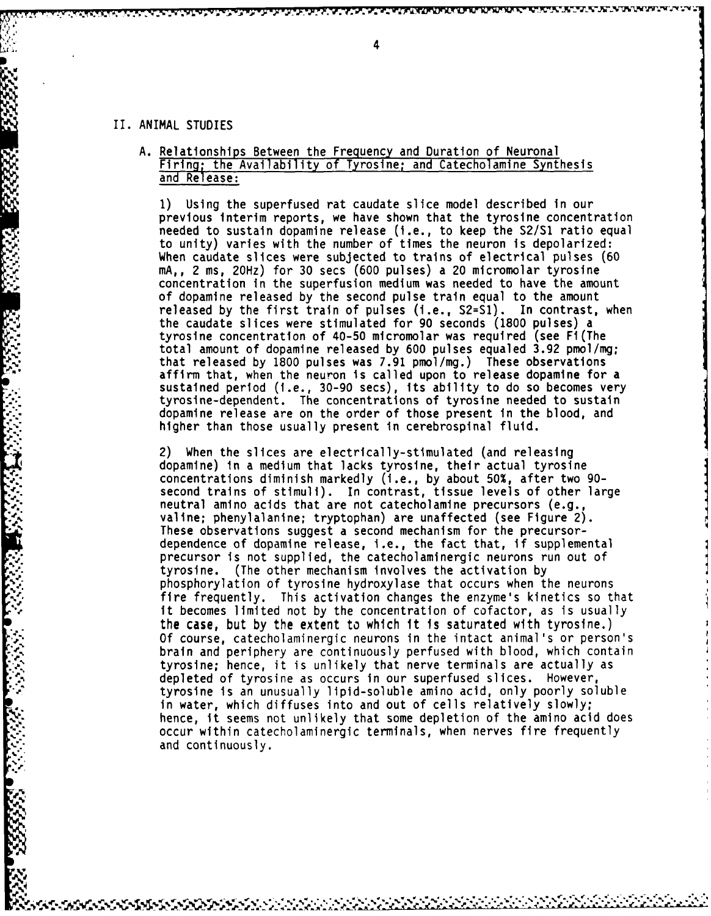## II. ANIMAL STUDIES

### A. Relationships Between the Frequency and Duration of Neuronal Firing; the Availability of Tyrosine; and Catecholamine Synthesis and Release:

1) Using the superfused rat caudate slice model described in our previous interim reports, we have shown that the tyrosine concentration needed to sustain dopamine release (i.e., to keep the S2/S1 ratio equal to unity) varies with the number of times the neuron is depolarized: When caudate slices were subjected to trains of electrical pulses (60 mA,, 2 ms, 20Hz) for 30 secs (600 pulses) a 20 micromolar tyrosine concentration in the superfusion medium was needed to have the amount of dopamine released by the second pulse train equal to the amount released by the first train of pulses (S2=S1). In contrast, when the caudate slices were stimulated for 90 seconds (1800 pulses) a tyrosine concentration of 40-50 micromolar was required (see Fi(The total amount of dopamine released by 600 pulses equaled 3.92 pmol/mg; that released by 1800 pulses was 7.91 pmol/mg.) These observations affirm that, when the neuron is called upon to release dopamine for a sustained period (i.e., 30-90 secs), its ability to do so becomes very tyrosine-dependent. The concentrations of tyrosine needed to sustain dopamine release are on the order of those present in the blood, and higher than those usually present in cerebrospinal fluid.

2) When the slices are electrically-stimulated (and releasing dopamine) in a medium that lacks tyrosine, their actual tyrosine concentrations diminish markedly (i.e., by about 50%, after two 90-second trains of stimuli). In contrast, tissue levels of other large neutral amino acids that are not catecholamine precursors (e.g., valine; phenylalanine; tryptophan) are unaffected (see Figure 2). These observations suggest a second mechanism for the precursor-dependence of dopamine release, i.e., the fact that, if supplemental precursor is not supplied, the catecholaminergic neurons run out of tyrosine. (The other mechanism involves the activation by phosphorylation of tyrosine hydroxylase that occurs when the neurons fire frequently. This activation changes the enzyme's kinetics so that it becomes limited not by the concentration of cofactor, as is usually the case, but by the extent to which it is saturated with tyrosine.) Of course, catecholaminergic neurons in the intact animal's or person's brain and periphery are continuously perfused with blood, which contain tyrosine; hence, it is unlikely that nerve terminals are actually as depleted of tyrosine as occurs in our superfused slices. However, tyrosine is an unusually lipid-soluble amino acid, only poorly soluble in water, which diffuses into and out of cells relatively slowly; hence, it seems not unlikely that some depletion of the amino acid does occur within catecholaminergic terminals, when nerves fire frequently and continuously.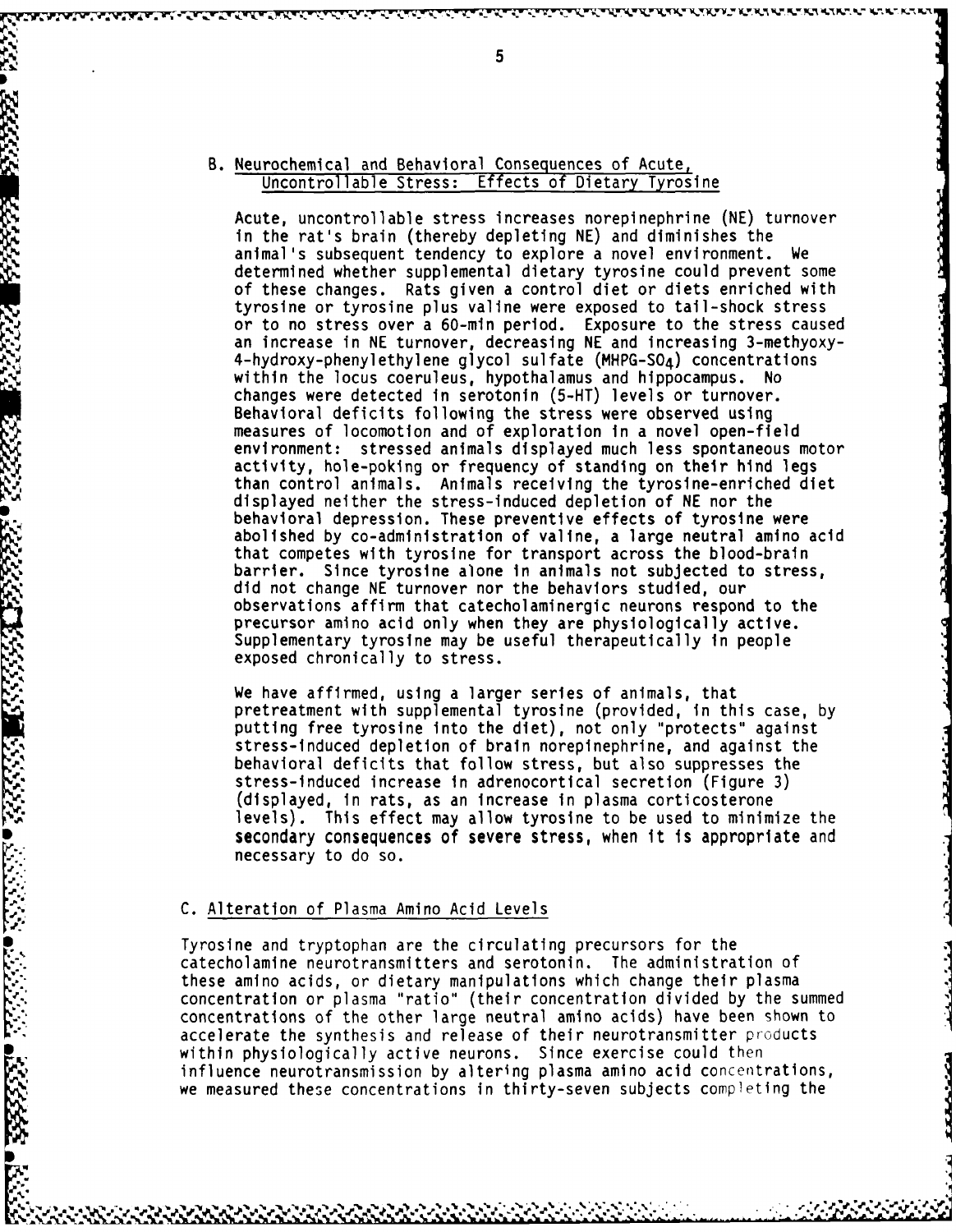## B. Neurochemical and Behavioral Consequences of Acute, Uncontrollable Stress: Effects of Dietary Tyrosine

Acute, uncontrollable stress increases norepinephrine (NE) turnover in the rat's brain (thereby depleting NE) and diminishes the animal's subsequent tendency to explore a novel environment. We determined whether supplemental dietary tyrosine could prevent some of these changes. Rats given a control diet or diets enriched with tyrosine or tyrosine plus valine were exposed to tail-shock stress or to no stress over a 60-min period. Exposure to the stress caused an increase in NE turnover, decreasing NE and increasing 3-methyoxy-4-hydroxy-phenylethylene glycol sulfate (MHPG-$SO_4$) concentrations within the locus coeruleus, hypothalamus and hippocampus. No changes were detected in serotonin (5-HT) levels or turnover. Behavioral deficits following the stress were observed using measures of locomotion and of exploration in a novel open-field environment: stressed animals displayed much less spontaneous motor activity, hole-poking or frequency of standing on their hind legs than control animals. Animals receiving the tyrosine-enriched diet displayed neither the stress-induced depletion of NE nor the behavioral depression. These preventive effects of tyrosine were abolished by co-administration of valine, a large neutral amino acid that competes with tyrosine for transport across the blood-brain barrier. Since tyrosine alone in animals not subjected to stress, did not change NE turnover nor the behaviors studied, our observations affirm that catecholaminergic neurons respond to the precursor amino acid only when they are physiologically active. Supplementary tyrosine may be useful therapeutically in people exposed chronically to stress.

We have affirmed, using a larger series of animals, that pretreatment with supplemental tyrosine (provided, in this case, by putting free tyrosine into the diet), not only "protects" against stress-induced depletion of brain norepinephrine, and against the behavioral deficits that follow stress, but also suppresses the stress-induced increase in adrenocortical secretion (Figure 3) (displayed, in rats, as an increase in plasma corticosterone levels). This effect may allow tyrosine to be used to minimize the secondary consequences of severe stress, when it is appropriate and necessary to do so.

## C. Alteration of Plasma Amino Acid Levels

Tyrosine and tryptophan are the circulating precursors for the catecholamine neurotransmitters and serotonin. The administration of these amino acids, or dietary manipulations which change their plasma concentration or plasma "ratio" (their concentration divided by the summed concentrations of the other large neutral amino acids) have been shown to accelerate the synthesis and release of their neurotransmitter products within physiologically active neurons. Since exercise could then influence neurotransmission by altering plasma amino acid concentrations, we measured these concentrations in thirty-seven subjects completing the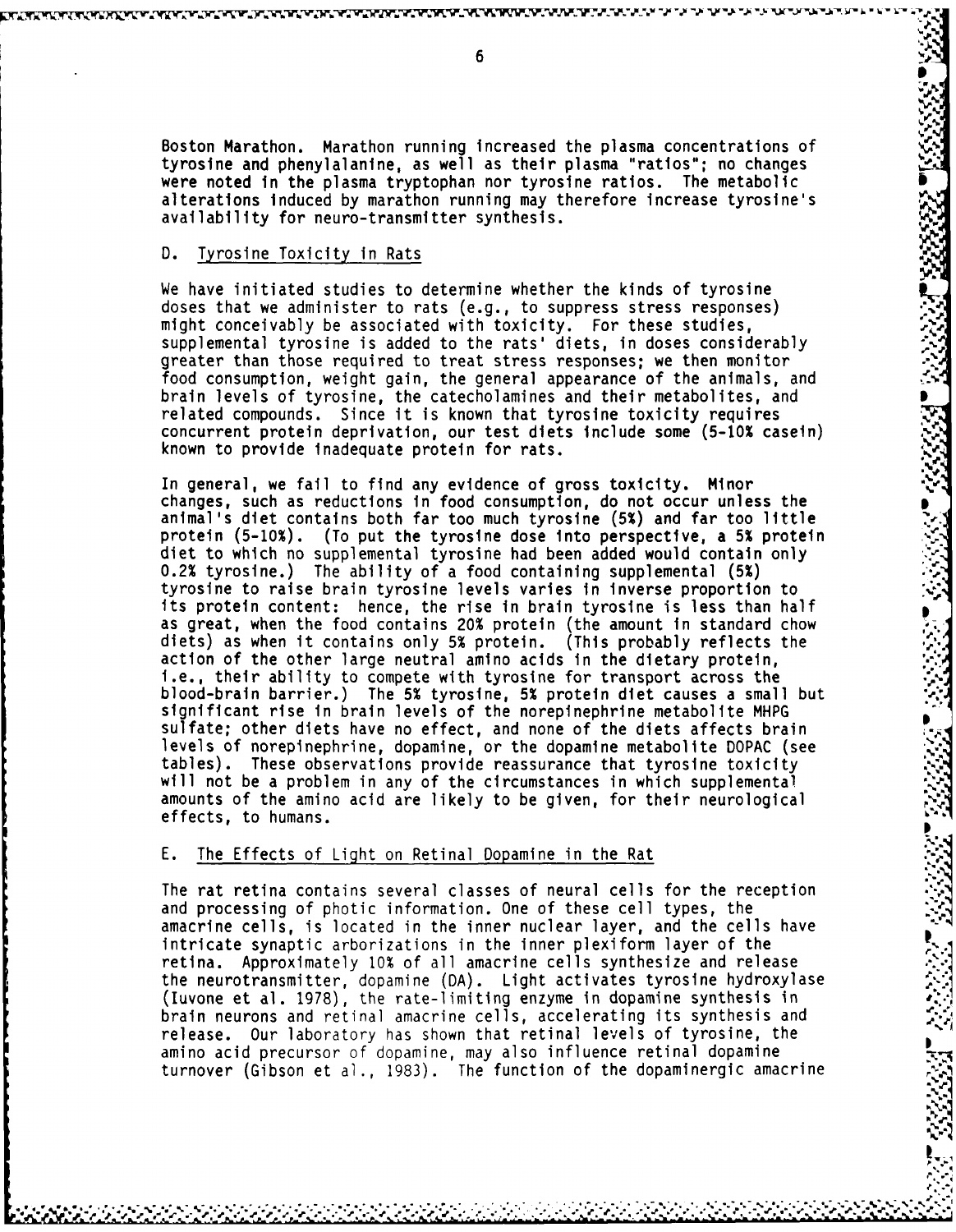Boston Marathon. Marathon running increased the plasma concentrations of tyrosine and phenylalanine, as well as their plasma "ratios"; no changes were noted in the plasma tryptophan nor tyrosine ratios. The metabolic alterations induced by marathon running may therefore increase tyrosine's availability for neuro-transmitter synthesis.

### D. Tyrosine Toxicity in Rats

We have initiated studies to determine whether the kinds of tyrosine doses that we administer to rats (e.g., to suppress stress responses) might conceivably be associated with toxicity. For these studies, supplemental tyrosine is added to the rats' diets, in doses considerably greater than those required to treat stress responses; we then monitor food consumption, weight gain, the general appearance of the animals, and brain levels of tyrosine, the catecholamines and their metabolites, and related compounds. Since it is known that tyrosine toxicity requires concurrent protein deprivation, our test diets include some (5-10% casein) known to provide inadequate protein for rats.

In general, we fail to find any evidence of gross toxicity. Minor changes, such as reductions in food consumption, do not occur unless the animal's diet contains both far too much tyrosine (5%) and far too little protein (5-10%). (To put the tyrosine dose into perspective, a 5% protein diet to which no supplemental tyrosine had been added would contain only 0.2% tyrosine.) The ability of a food containing supplemental (5%) tyrosine to raise brain tyrosine levels varies in inverse proportion to its protein content: hence, the rise in brain tyrosine is less than half as great, when the food contains 20% protein (the amount in standard chow diets) as when it contains only 5% protein. (This probably reflects the action of the other large neutral amino acids in the dietary protein, i.e., their ability to compete with tyrosine for transport across the blood-brain barrier.) The 5% tyrosine, 5% protein diet causes a small but significant rise in brain levels of the norepinephrine metabolite MHPG sulfate; other diets have no effect, and none of the diets affects brain levels of norepinephrine, dopamine, or the dopamine metabolite DOPAC (see tables). These observations provide reassurance that tyrosine toxicity will not be a problem in any of the circumstances in which supplemental amounts of the amino acid are likely to be given, for their neurological effects, to humans.

### E. The Effects of Light on Retinal Dopamine in the Rat

The rat retina contains several classes of neural cells for the reception and processing of photic information. One of these cell types, the amacrine cells, is located in the inner nuclear layer, and the cells have intricate synaptic arborizations in the inner plexiform layer of the retina. Approximately 10% of all amacrine cells synthesize and release the neurotransmitter, dopamine (DA). Light activates tyrosine hydroxylase (Iuvone et al. 1978), the rate-limiting enzyme in dopamine synthesis in brain neurons and retinal amacrine cells, accelerating its synthesis and release. Our laboratory has shown that retinal levels of tyrosine, the amino acid precursor of dopamine, may also influence retinal dopamine turnover (Gibson et al., 1983). The function of the dopaminergic amacrine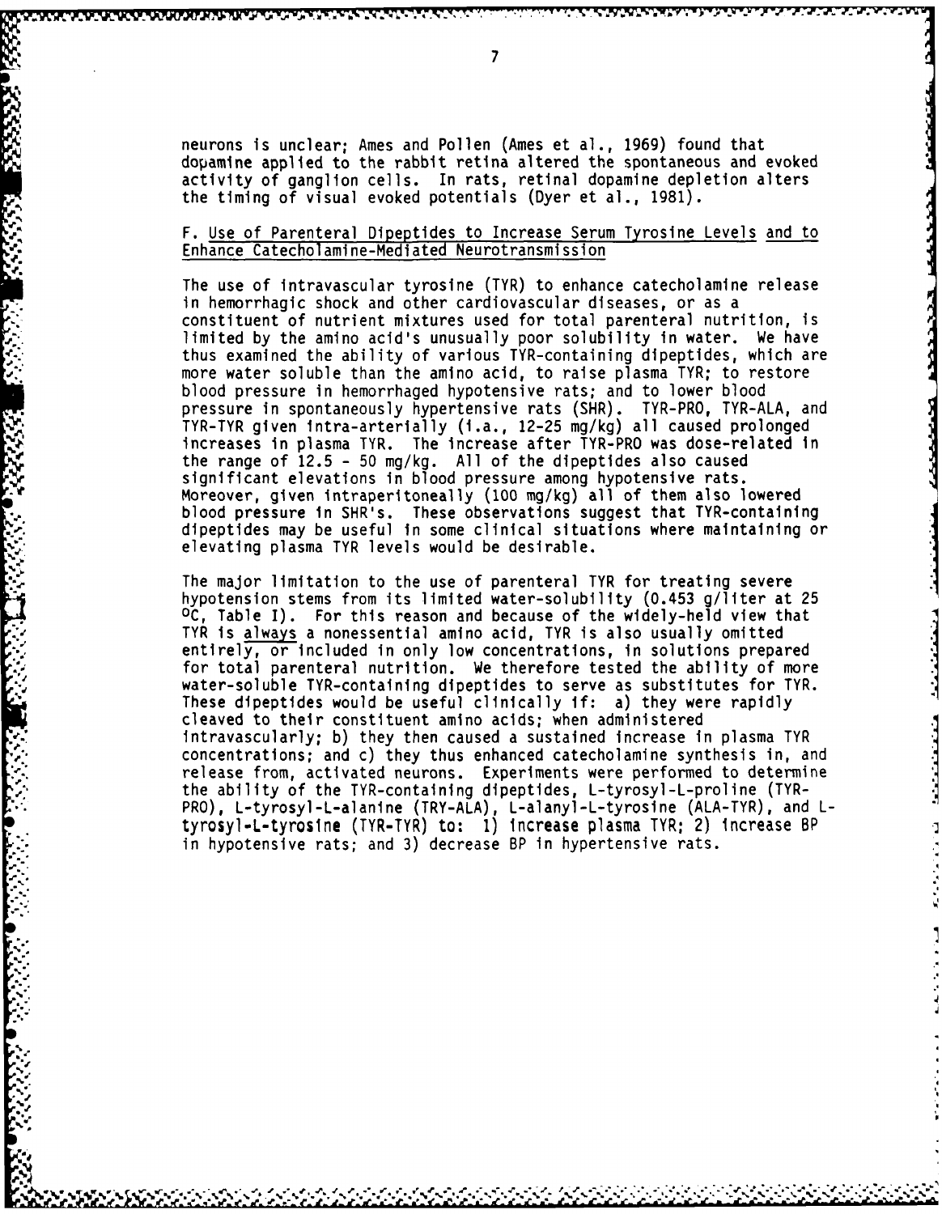neurons is unclear; Ames and Pollen (Ames et al., 1969) found that dopamine applied to the rabbit retina altered the spontaneous and evoked activity of ganglion cells. In rats, retinal dopamine depletion alters the timing of visual evoked potentials (Dyer et al., 1981).

### F. Use of Parenteral Dipeptides to Increase Serum Tyrosine Levels and to Enhance Catecholamine-Mediated Neurotransmission

The use of intravascular tyrosine (TYR) to enhance catecholamine release in hemorrhagic shock and other cardiovascular diseases, or as a constituent of nutrient mixtures used for total parenteral nutrition, is limited by the amino acid's unusually poor solubility in water. We have thus examined the ability of various TYR-containing dipeptides, which are more water soluble than the amino acid, to raise plasma TYR; to restore blood pressure in hemorrhaged hypotensive rats; and to lower blood pressure in spontaneously hypertensive rats (SHR). TYR-PRO, TYR-ALA, and TYR-TYR given intra-arterially (i.a., 12-25 mg/kg) all caused prolonged increases in plasma TYR. The increase after TYR-PRO was dose-related in the range of 12.5 - 50 mg/kg. All of the dipeptides also caused significant elevations in blood pressure among hypotensive rats. Moreover, given intraperitoneally (100 mg/kg) all of them also lowered blood pressure in SHR's. These observations suggest that TYR-containing dipeptides may be useful in some clinical situations where maintaining or elevating plasma TYR levels would be desirable.

The major limitation to the use of parenteral TYR for treating severe hypotension stems from its limited water-solubility (0.453 g/liter at 25 $^{o}$C, Table I). For this reason and because of the widely-held view that TYR is always a nonessential amino acid, TYR is also usually omitted entirely, or included in only low concentrations, in solutions prepared for total parenteral nutrition. We therefore tested the ability of more water-soluble TYR-containing dipeptides to serve as substitutes for TYR. These dipeptides would be useful clinically if: a) they were rapidly cleaved to their constituent amino acids; when administered intravascularly; b) they then caused a sustained increase in plasma TYR concentrations; and c) they thus enhanced catecholamine synthesis in, and release from, activated neurons. Experiments were performed to determine the ability of the TYR-containing dipeptides, L-tyrosyl-L-proline (TYR-PRO), L-tyrosyl-L-alanine (TRY-ALA), L-alanyl-L-tyrosine (ALA-TYR), and L-tyrosyl-L-tyrosine (TYR-TYR) to: 1) increase plasma TYR; 2) increase BP in hypotensive rats; and 3) decrease BP in hypertensive rats.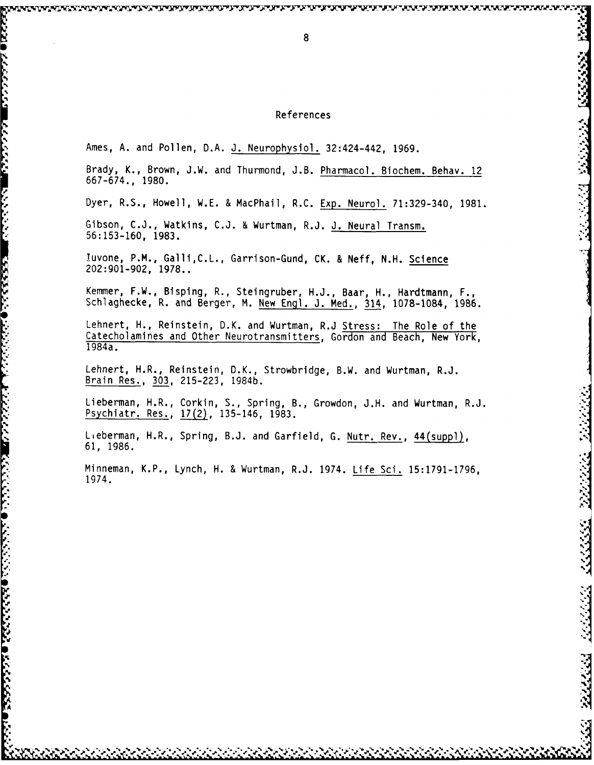## References

Ames, A. and Pollen, D.A. J. Neurophysiol. 32:424-442, 1969.

Brady, K., Brown, J.W. and Thurmond, J.B. Pharmacol. Biochem. Behav. 12 667-674., 1980.

Dyer, R.S., Howell, W.E. & MacPhail, R.C. Exp. Neurol. 71:329-340, 1981.

Gibson, C.J., Watkins, C.J. & Wurtman, R.J. J. Neural Transm. 56:153-160, 1983.

Iuvone, P.M., Galli,C.L., Garrison-Gund, CK. & Neff, N.H. Science 202:901-902, 1978..

Kemmer, F.W., Bisping, R., Steingruber, H.J., Baar, H., Hardtmann, F., Schlaghecke, R. and Berger, M. New Engl. J. Med., 314, 1078-1084, 1986.

Lehnert, H., Reinstein, D.K. and Wurtman, R.J Stress: The Role of the Catecholamines and Other Neurotransmitters, Gordon and Beach, New York, 1984a.

Lehnert, H.R., Reinstein, D.K., Strowbridge, B.W. and Wurtman, R.J. Brain Res., 303, 215-223, 1984b.

Lieberman, H.R., Corkin, S., Spring, B., Growdon, J.H. and Wurtman, R.J. Psychiatr. Res., 17(2), 135-146, 1983.

Lieberman, H.R., Spring, B.J. and Garfield, G. Nutr. Rev., 44(suppl), 61, 1986.

Minneman, K.P., Lynch, H. & Wurtman, R.J. 1974. Life Sci. 15:1791-1796, 1974.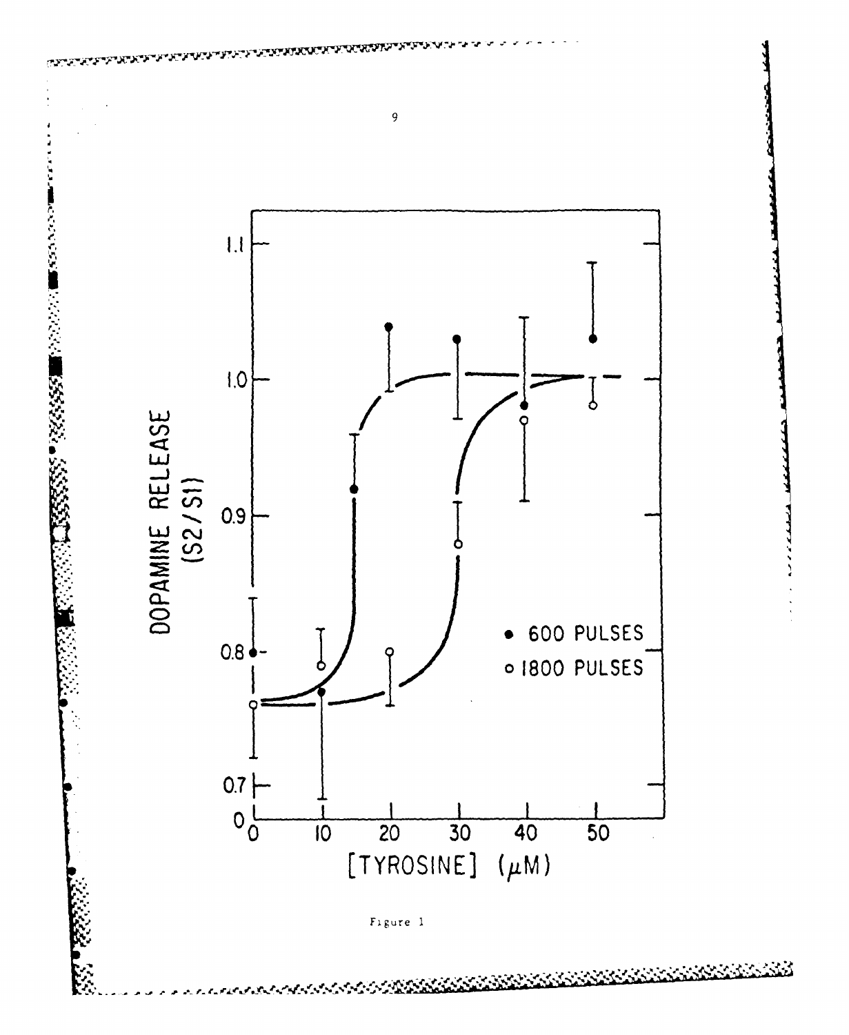Figure 1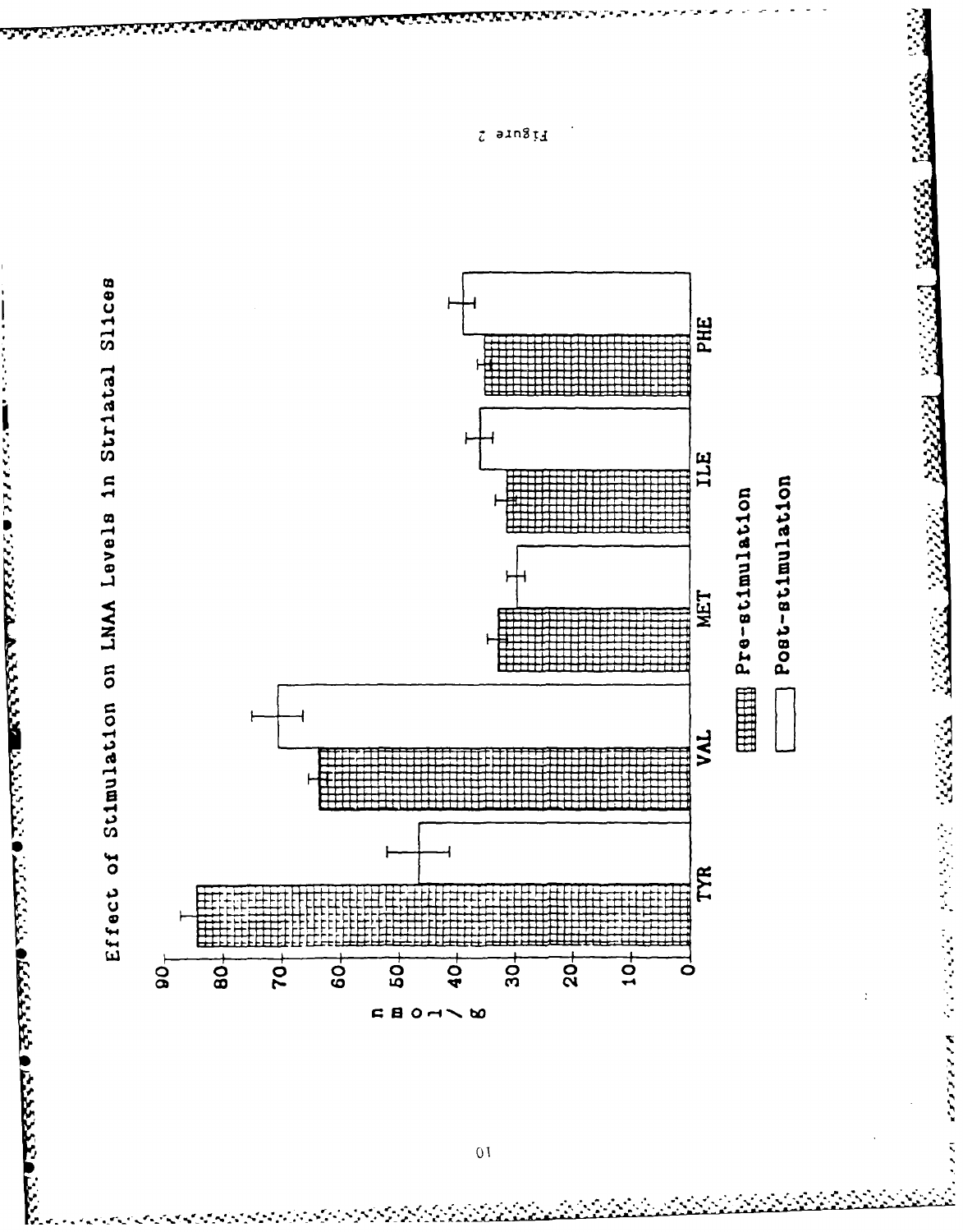Effect of Stimulation on LNAA Levels in Striatal Slices

nmol/g

| | TYR | VAL | MET | ILE | PHE |
|---|---|---|---|---|---|
| Pre-stimulation | ~84 | ~63 | ~33 | ~31 | ~35 |
| Post-stimulation | ~46 | ~70 | ~29 | ~36 | ~39 |

Figure 2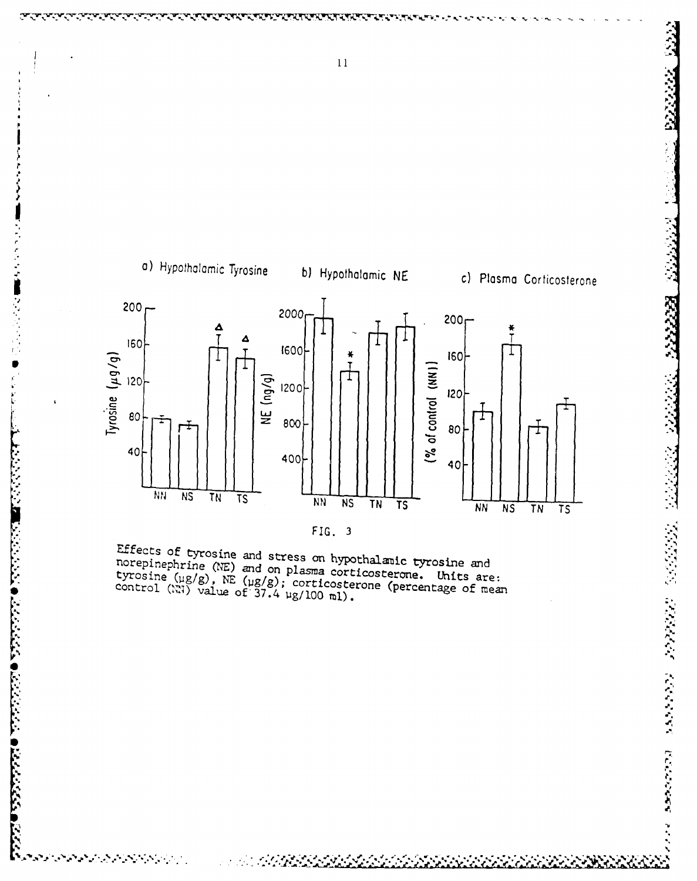FIG. 3

Effects of tyrosine and stress on hypothalamic tyrosine and norepinephrine (NE) and on plasma corticosterone. Units are: tyrosine (μg/g), NE (μg/g); corticosterone (percentage of mean control (NN) value of 37.4 μg/100 ml).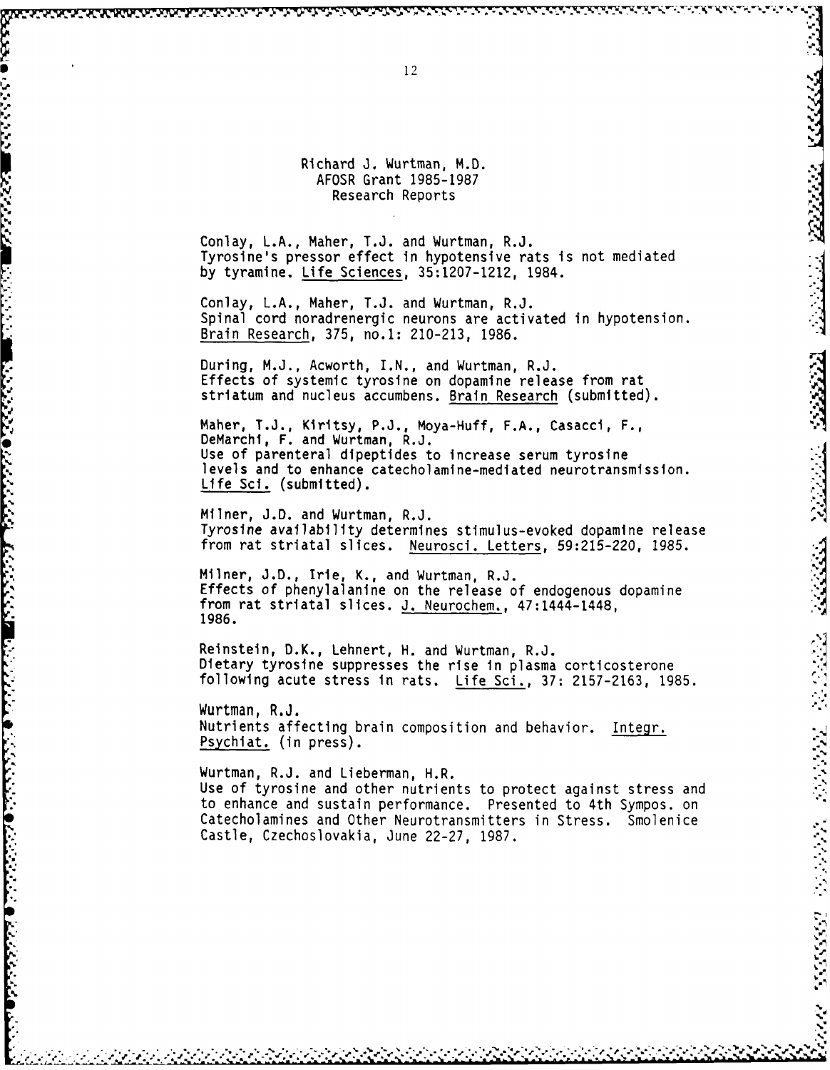Richard J. Wurtman, M.D.
AFOSR Grant 1985-1987
Research Reports

Conlay, L.A., Maher, T.J. and Wurtman, R.J.
Tyrosine's pressor effect in hypotensive rats is not mediated by tyramine. Life Sciences, 35:1207-1212, 1984.

Conlay, L.A., Maher, T.J. and Wurtman, R.J.
Spinal cord noradrenergic neurons are activated in hypotension. Brain Research, 375, no.1: 210-213, 1986.

During, M.J., Acworth, I.N., and Wurtman, R.J.
Effects of systemic tyrosine on dopamine release from rat striatum and nucleus accumbens. Brain Research (submitted).

Maher, T.J., Kiritsy, P.J., Moya-Huff, F.A., Casacci, F., DeMarchi, F. and Wurtman, R.J.
Use of parenteral dipeptides to increase serum tyrosine levels and to enhance catecholamine-mediated neurotransmission. Life Sci. (submitted).

Milner, J.D. and Wurtman, R.J.
Tyrosine availability determines stimulus-evoked dopamine release from rat striatal slices. Neurosci. Letters, 59:215-220, 1985.

Milner, J.D., Irie, K., and Wurtman, R.J.
Effects of phenylalanine on the release of endogenous dopamine from rat striatal slices. J. Neurochem., 47:1444-1448, 1986.

Reinstein, D.K., Lehnert, H. and Wurtman, R.J.
Dietary tyrosine suppresses the rise in plasma corticosterone following acute stress in rats. Life Sci., 37: 2157-2163, 1985.

Wurtman, R.J.
Nutrients affecting brain composition and behavior. Integr. Psychiat. (in press).

Wurtman, R.J. and Lieberman, H.R.
Use of tyrosine and other nutrients to protect against stress and to enhance and sustain performance. Presented to 4th Sympos. on Catecholamines and Other Neurotransmitters in Stress. Smolenice Castle, Czechoslovakia, June 22-27, 1987.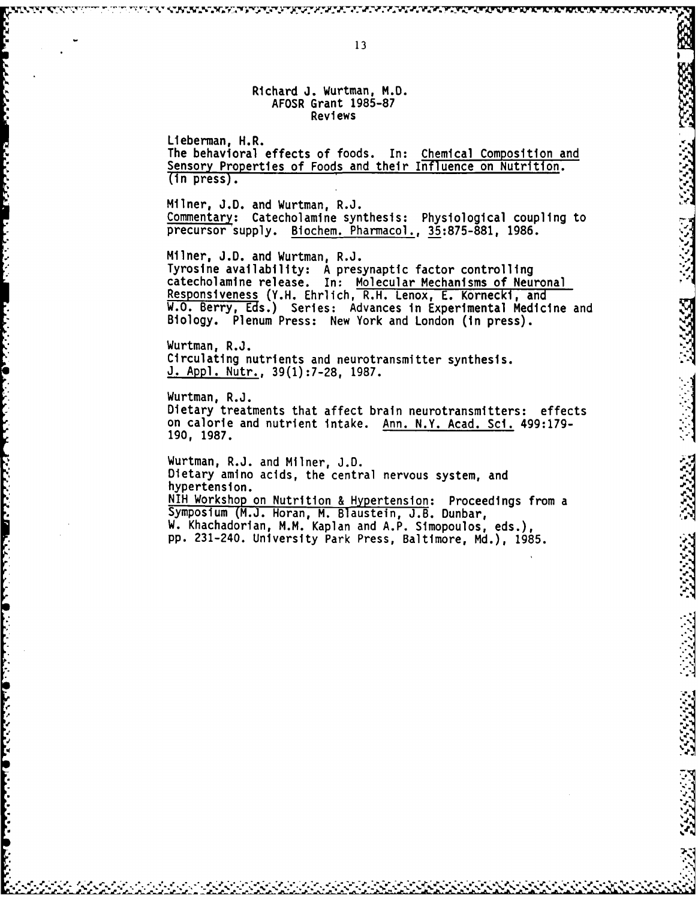Richard J. Wurtman, M.D.
AFOSR Grant 1985-87
Reviews

Lieberman, H.R.
The behavioral effects of foods. In: Chemical Composition and Sensory Properties of Foods and their Influence on Nutrition. (in press).

Milner, J.D. and Wurtman, R.J.
Commentary: Catecholamine synthesis: Physiological coupling to precursor supply. Biochem. Pharmacol., 35:875-881, 1986.

Milner, J.D. and Wurtman, R.J.
Tyrosine availability: A presynaptic factor controlling catecholamine release. In: Molecular Mechanisms of Neuronal Responsiveness (Y.H. Ehrlich, R.H. Lenox, E. Kornecki, and W.O. Berry, Eds.) Series: Advances in Experimental Medicine and Biology. Plenum Press: New York and London (in press).

Wurtman, R.J.
Circulating nutrients and neurotransmitter synthesis. J. Appl. Nutr., 39(1):7-28, 1987.

Wurtman, R.J.
Dietary treatments that affect brain neurotransmitters: effects on calorie and nutrient intake. Ann. N.Y. Acad. Sci. 499:179-190, 1987.

Wurtman, R.J. and Milner, J.D.
Dietary amino acids, the central nervous system, and hypertension.
NIH Workshop on Nutrition & Hypertension: Proceedings from a Symposium (M.J. Horan, M. Blaustein, J.B. Dunbar, W. Khachadorian, M.M. Kaplan and A.P. Simopoulos, eds.), pp. 231-240. University Park Press, Baltimore, Md.), 1985.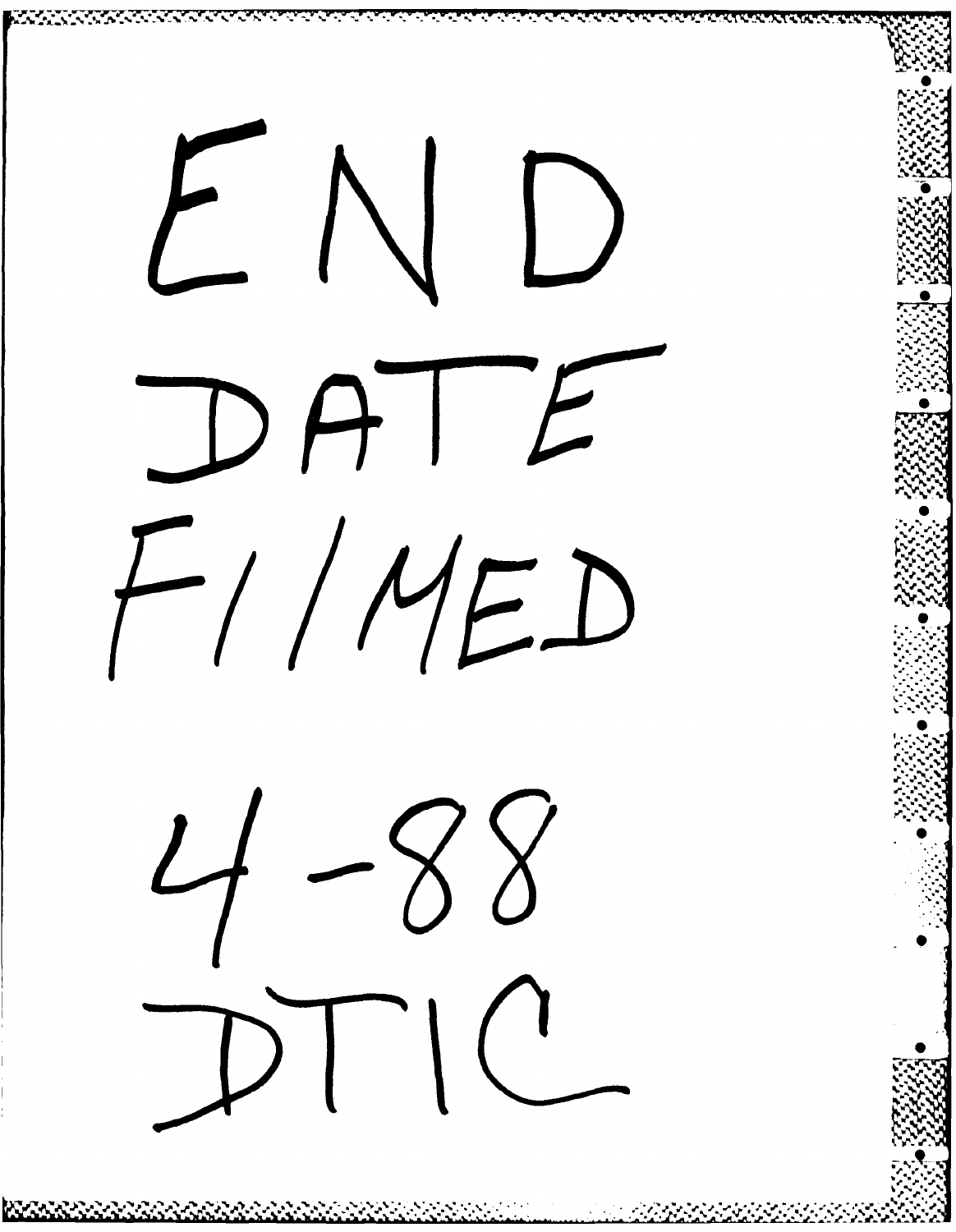END

DATE

FILMED

4-88

DTIC